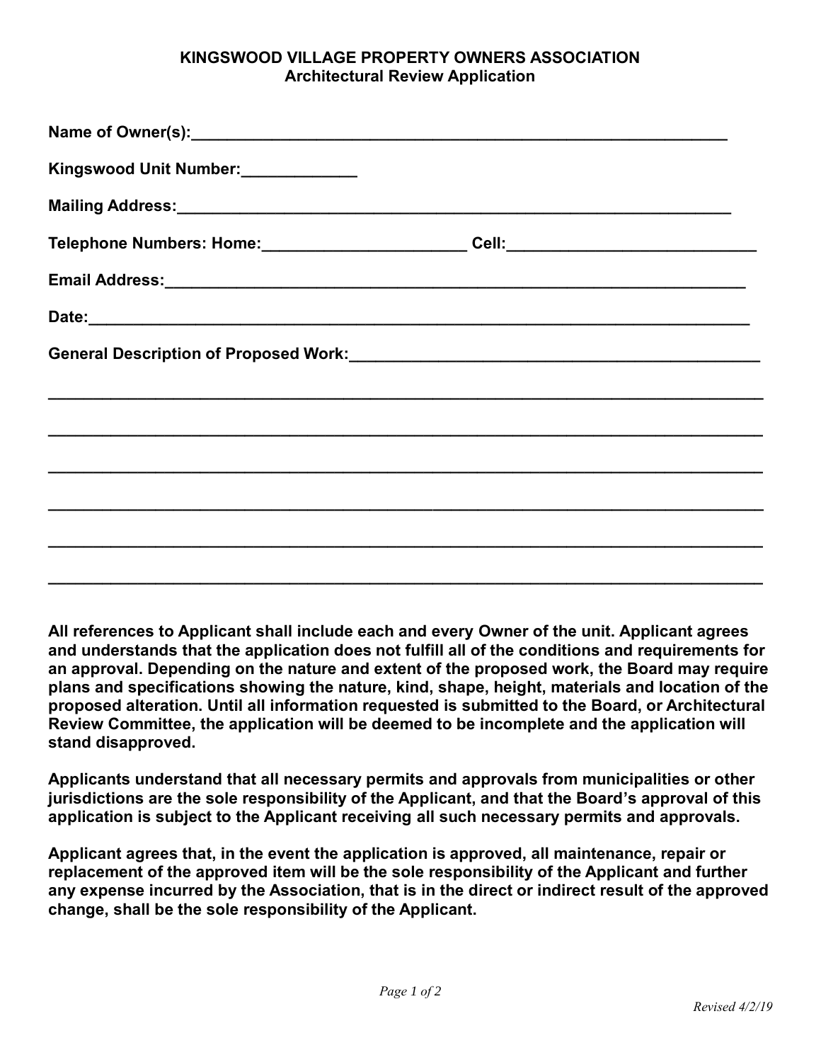# KINGSWOOD VILLAGE PROPERTY OWNERS ASSOCIATION
## Architectural Review Application

**Name of Owner(s):**_______________________________________________________________

**Kingswood Unit Number:**_____________

**Mailing Address:**_________________________________________________________________

**Telephone Numbers: Home:**_______________________ **Cell:**____________________________

**Email Address:**____________________________________________________________________

**Date:**____________________________________________________________________________

**General Description of Proposed Work:**_______________________________________________

____________________________________________________________________________________

____________________________________________________________________________________

____________________________________________________________________________________

____________________________________________________________________________________

____________________________________________________________________________________

____________________________________________________________________________________

**All references to Applicant shall include each and every Owner of the unit. Applicant agrees and understands that the application does not fulfill all of the conditions and requirements for an approval. Depending on the nature and extent of the proposed work, the Board may require plans and specifications showing the nature, kind, shape, height, materials and location of the proposed alteration. Until all information requested is submitted to the Board, or Architectural Review Committee, the application will be deemed to be incomplete and the application will stand disapproved.**

**Applicants understand that all necessary permits and approvals from municipalities or other jurisdictions are the sole responsibility of the Applicant, and that the Board's approval of this application is subject to the Applicant receiving all such necessary permits and approvals.**

**Applicant agrees that, in the event the application is approved, all maintenance, repair or replacement of the approved item will be the sole responsibility of the Applicant and further any expense incurred by the Association, that is in the direct or indirect result of the approved change, shall be the sole responsibility of the Applicant.**

*Revised 4/2/19*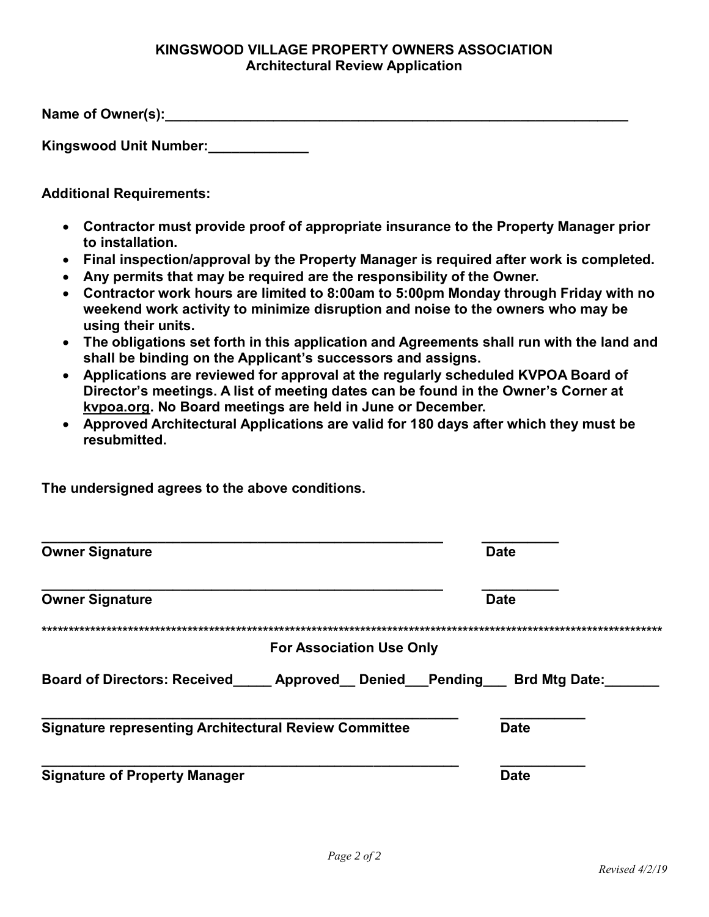**KINGSWOOD VILLAGE PROPERTY OWNERS ASSOCIATION**
**Architectural Review Application**

**Name of Owner(s):**_______________________________________________________________

**Kingswood Unit Number:**____________

**Additional Requirements:**

- **Contractor must provide proof of appropriate insurance to the Property Manager prior to installation.**
- **Final inspection/approval by the Property Manager is required after work is completed.**
- **Any permits that may be required are the responsibility of the Owner.**
- **Contractor work hours are limited to 8:00am to 5:00pm Monday through Friday with no weekend work activity to minimize disruption and noise to the owners who may be using their units.**
- **The obligations set forth in this application and Agreements shall run with the land and shall be binding on the Applicant's successors and assigns.**
- **Applications are reviewed for approval at the regularly scheduled KVPOA Board of Director's meetings. A list of meeting dates can be found in the Owner's Corner at kvpoa.org. No Board meetings are held in June or December.**
- **Approved Architectural Applications are valid for 180 days after which they must be resubmitted.**

**The undersigned agrees to the above conditions.**

_______________________________________________ __________
**Owner Signature** **Date**

_______________________________________________ __________
**Owner Signature** **Date**

*************************************************************************************************************

**For Association Use Only**

**Board of Directors: Received_____ Approved__ Denied___Pending___ Brd Mtg Date:_______**

_______________________________________________ __________
**Signature representing Architectural Review Committee** **Date**

_______________________________________________ __________
**Signature of Property Manager** **Date**

*Revised 4/2/19*